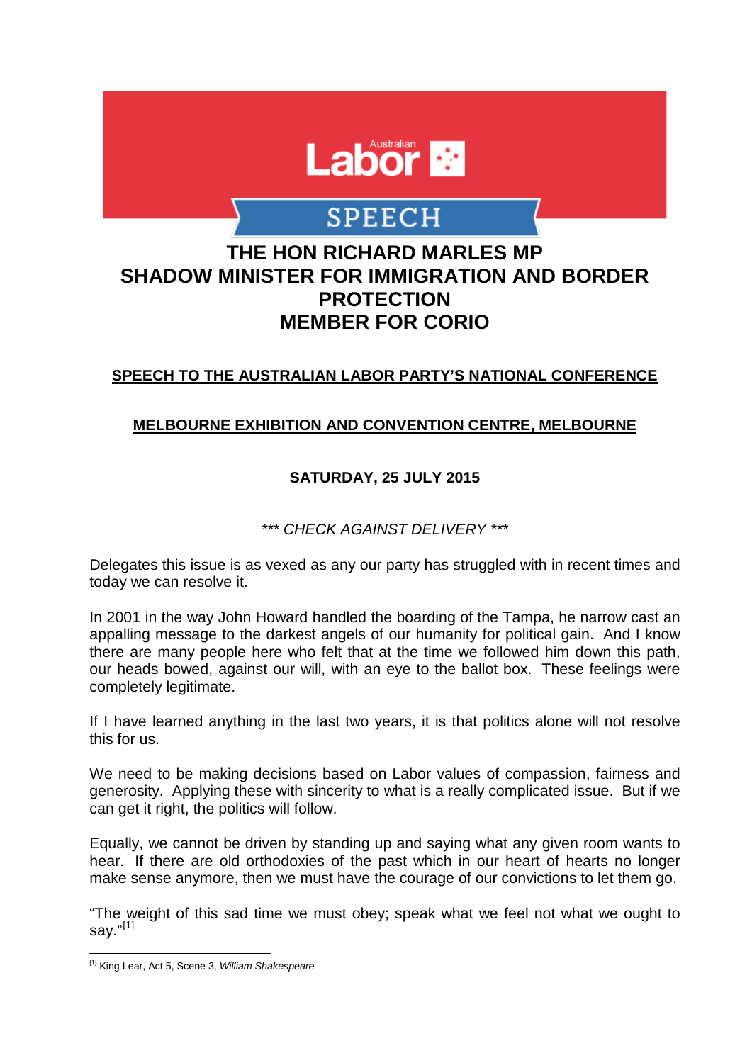Australian Labor

SPEECH

# THE HON RICHARD MARLES MP
# SHADOW MINISTER FOR IMMIGRATION AND BORDER PROTECTION
# MEMBER FOR CORIO

**SPEECH TO THE AUSTRALIAN LABOR PARTY'S NATIONAL CONFERENCE**

**MELBOURNE EXHIBITION AND CONVENTION CENTRE, MELBOURNE**

**SATURDAY, 25 JULY 2015**

*\*\*\* CHECK AGAINST DELIVERY \*\*\**

Delegates this issue is as vexed as any our party has struggled with in recent times and today we can resolve it.

In 2001 in the way John Howard handled the boarding of the Tampa, he narrow cast an appalling message to the darkest angels of our humanity for political gain. And I know there are many people here who felt that at the time we followed him down this path, our heads bowed, against our will, with an eye to the ballot box. These feelings were completely legitimate.

If I have learned anything in the last two years, it is that politics alone will not resolve this for us.

We need to be making decisions based on Labor values of compassion, fairness and generosity. Applying these with sincerity to what is a really complicated issue. But if we can get it right, the politics will follow.

Equally, we cannot be driven by standing up and saying what any given room wants to hear. If there are old orthodoxies of the past which in our heart of hearts no longer make sense anymore, then we must have the courage of our convictions to let them go.

"The weight of this sad time we must obey; speak what we feel not what we ought to say."[1]

---

[1] King Lear, Act 5, Scene 3, *William Shakespeare*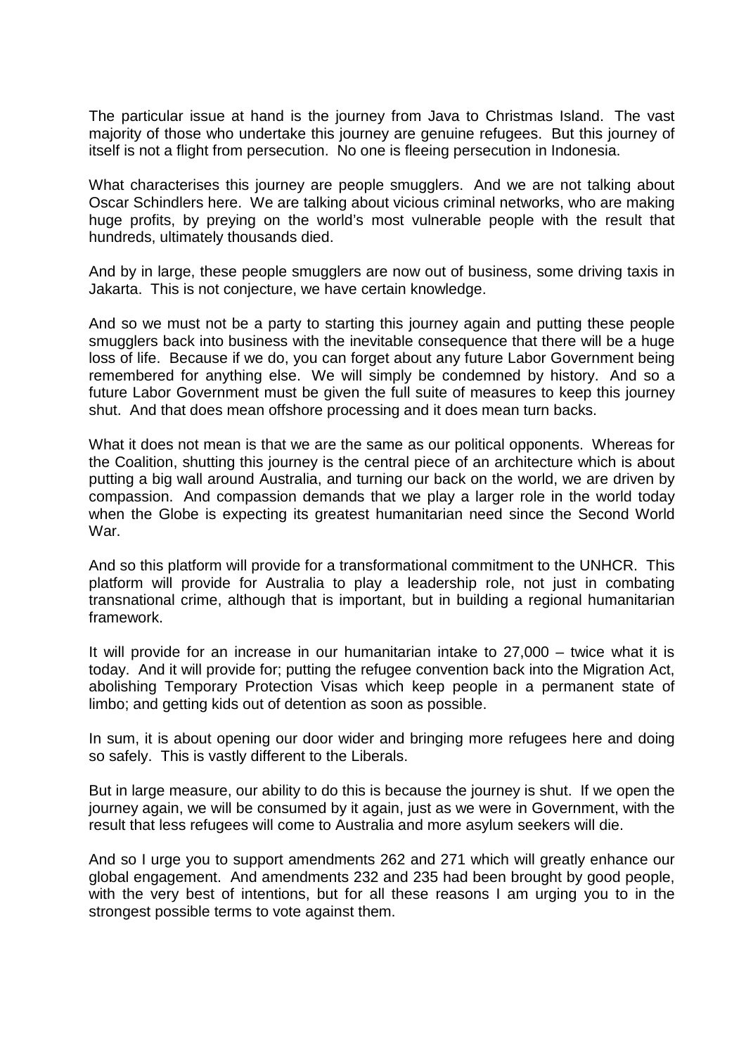The particular issue at hand is the journey from Java to Christmas Island. The vast majority of those who undertake this journey are genuine refugees. But this journey of itself is not a flight from persecution. No one is fleeing persecution in Indonesia.

What characterises this journey are people smugglers. And we are not talking about Oscar Schindlers here. We are talking about vicious criminal networks, who are making huge profits, by preying on the world's most vulnerable people with the result that hundreds, ultimately thousands died.

And by in large, these people smugglers are now out of business, some driving taxis in Jakarta. This is not conjecture, we have certain knowledge.

And so we must not be a party to starting this journey again and putting these people smugglers back into business with the inevitable consequence that there will be a huge loss of life. Because if we do, you can forget about any future Labor Government being remembered for anything else. We will simply be condemned by history. And so a future Labor Government must be given the full suite of measures to keep this journey shut. And that does mean offshore processing and it does mean turn backs.

What it does not mean is that we are the same as our political opponents. Whereas for the Coalition, shutting this journey is the central piece of an architecture which is about putting a big wall around Australia, and turning our back on the world, we are driven by compassion. And compassion demands that we play a larger role in the world today when the Globe is expecting its greatest humanitarian need since the Second World War.

And so this platform will provide for a transformational commitment to the UNHCR. This platform will provide for Australia to play a leadership role, not just in combating transnational crime, although that is important, but in building a regional humanitarian framework.

It will provide for an increase in our humanitarian intake to 27,000 – twice what it is today. And it will provide for; putting the refugee convention back into the Migration Act, abolishing Temporary Protection Visas which keep people in a permanent state of limbo; and getting kids out of detention as soon as possible.

In sum, it is about opening our door wider and bringing more refugees here and doing so safely. This is vastly different to the Liberals.

But in large measure, our ability to do this is because the journey is shut. If we open the journey again, we will be consumed by it again, just as we were in Government, with the result that less refugees will come to Australia and more asylum seekers will die.

And so I urge you to support amendments 262 and 271 which will greatly enhance our global engagement. And amendments 232 and 235 had been brought by good people, with the very best of intentions, but for all these reasons I am urging you to in the strongest possible terms to vote against them.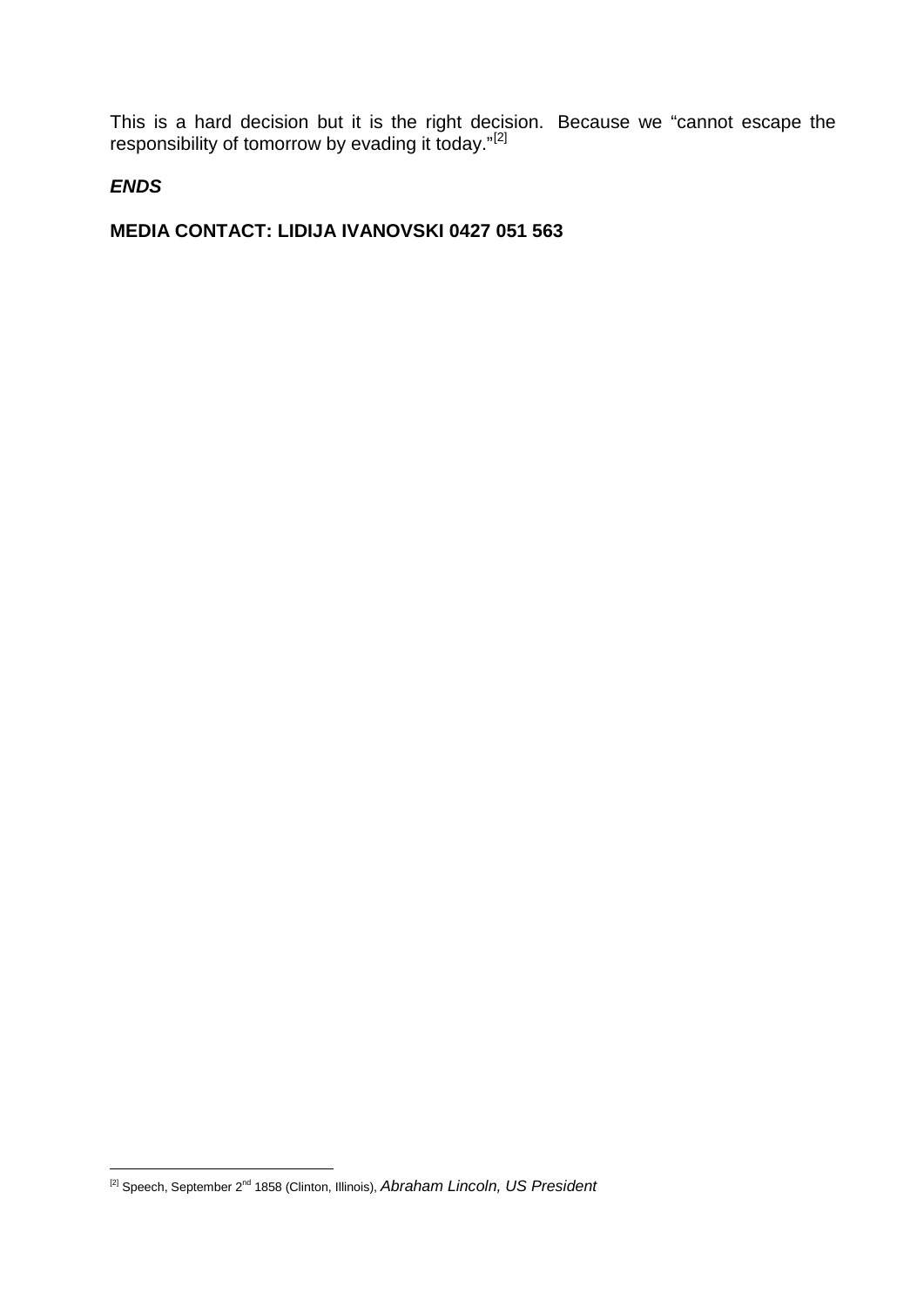This is a hard decision but it is the right decision. Because we "cannot escape the responsibility of tomorrow by evading it today."[2]

***ENDS***

**MEDIA CONTACT: LIDIJA IVANOVSKI 0427 051 563**

[2] Speech, September 2nd 1858 (Clinton, Illinois), *Abraham Lincoln, US President*